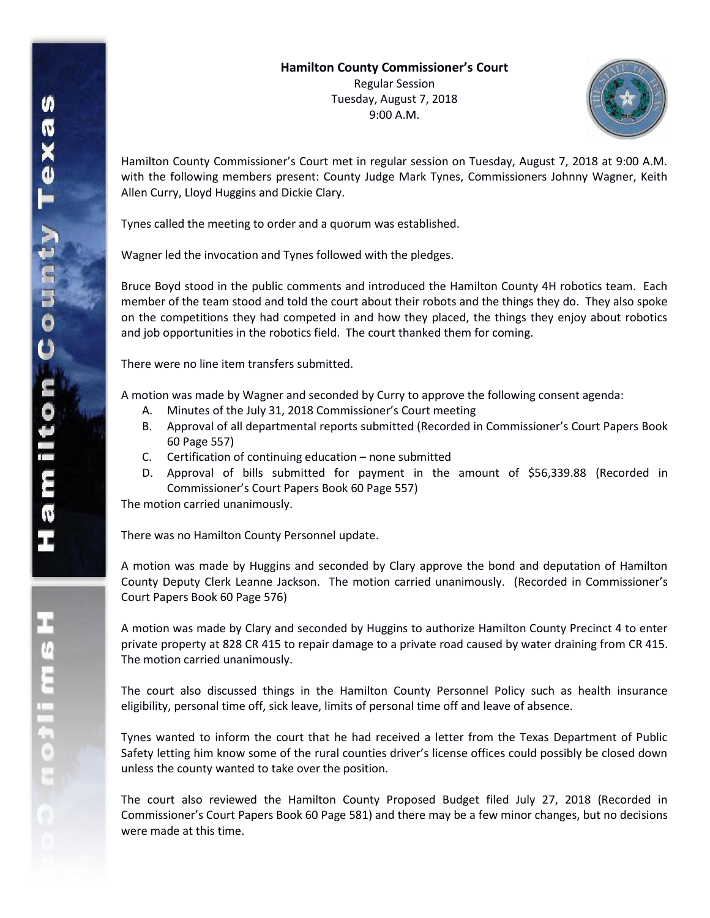**Hamilton County Commissioner's Court**

Regular Session

Tuesday, August 7, 2018

9:00 A.M.

Hamilton County Commissioner's Court met in regular session on Tuesday, August 7, 2018 at 9:00 A.M. with the following members present: County Judge Mark Tynes, Commissioners Johnny Wagner, Keith Allen Curry, Lloyd Huggins and Dickie Clary.

Tynes called the meeting to order and a quorum was established.

Wagner led the invocation and Tynes followed with the pledges.

Bruce Boyd stood in the public comments and introduced the Hamilton County 4H robotics team. Each member of the team stood and told the court about their robots and the things they do. They also spoke on the competitions they had competed in and how they placed, the things they enjoy about robotics and job opportunities in the robotics field. The court thanked them for coming.

There were no line item transfers submitted.

A motion was made by Wagner and seconded by Curry to approve the following consent agenda:

A. Minutes of the July 31, 2018 Commissioner's Court meeting
B. Approval of all departmental reports submitted (Recorded in Commissioner's Court Papers Book 60 Page 557)
C. Certification of continuing education – none submitted
D. Approval of bills submitted for payment in the amount of $56,339.88 (Recorded in Commissioner's Court Papers Book 60 Page 557)

The motion carried unanimously.

There was no Hamilton County Personnel update.

A motion was made by Huggins and seconded by Clary approve the bond and deputation of Hamilton County Deputy Clerk Leanne Jackson. The motion carried unanimously. (Recorded in Commissioner's Court Papers Book 60 Page 576)

A motion was made by Clary and seconded by Huggins to authorize Hamilton County Precinct 4 to enter private property at 828 CR 415 to repair damage to a private road caused by water draining from CR 415. The motion carried unanimously.

The court also discussed things in the Hamilton County Personnel Policy such as health insurance eligibility, personal time off, sick leave, limits of personal time off and leave of absence.

Tynes wanted to inform the court that he had received a letter from the Texas Department of Public Safety letting him know some of the rural counties driver's license offices could possibly be closed down unless the county wanted to take over the position.

The court also reviewed the Hamilton County Proposed Budget filed July 27, 2018 (Recorded in Commissioner's Court Papers Book 60 Page 581) and there may be a few minor changes, but no decisions were made at this time.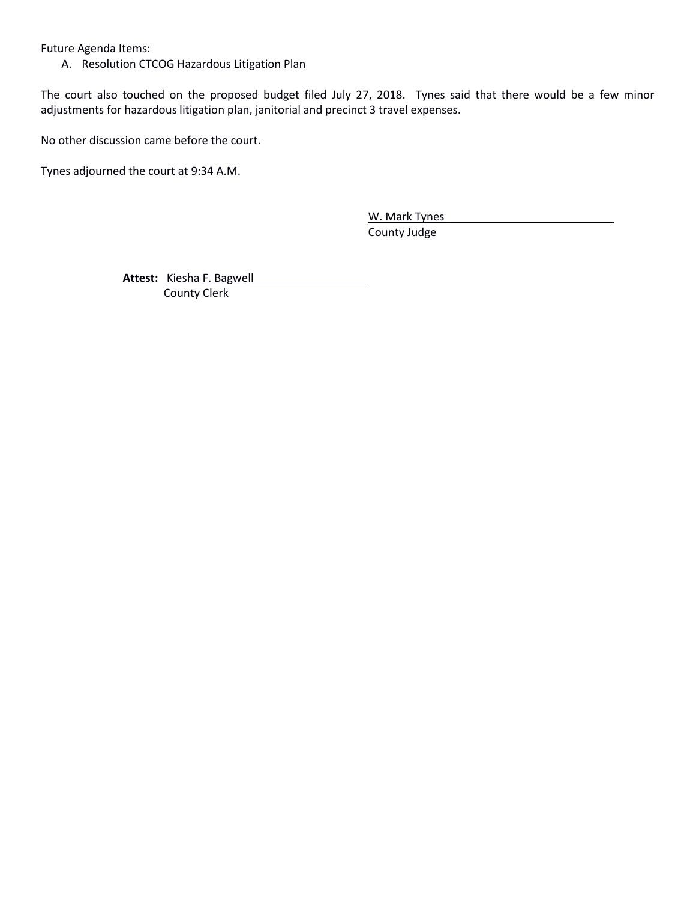Future Agenda Items:

A. Resolution CTCOG Hazardous Litigation Plan

The court also touched on the proposed budget filed July 27, 2018. Tynes said that there would be a few minor adjustments for hazardous litigation plan, janitorial and precinct 3 travel expenses.

No other discussion came before the court.

Tynes adjourned the court at 9:34 A.M.

W. Mark Tynes
County Judge

**Attest:** Kiesha F. Bagwell
County Clerk